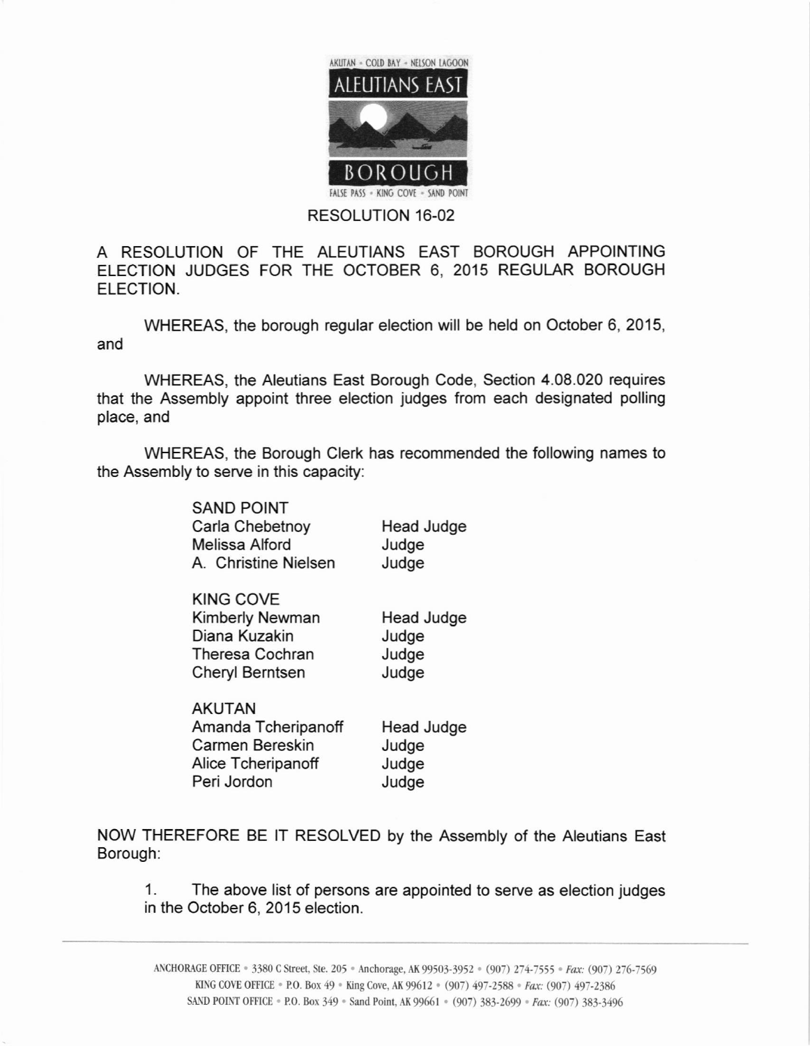AKUTAN • COLD BAY • NELSON LAGOON

ALEUTIANS EAST

BOROUGH

FALSE PASS • KING COVE • SAND POINT

# RESOLUTION 16-02

A RESOLUTION OF THE ALEUTIANS EAST BOROUGH APPOINTING ELECTION JUDGES FOR THE OCTOBER 6, 2015 REGULAR BOROUGH ELECTION.

WHEREAS, the borough regular election will be held on October 6, 2015, and

WHEREAS, the Aleutians East Borough Code, Section 4.08.020 requires that the Assembly appoint three election judges from each designated polling place, and

WHEREAS, the Borough Clerk has recommended the following names to the Assembly to serve in this capacity:

| SAND POINT | |
|---|---|
| Carla Chebetnoy | Head Judge |
| Melissa Alford | Judge |
| A. Christine Nielsen | Judge |
| **KING COVE** | |
| Kimberly Newman | Head Judge |
| Diana Kuzakin | Judge |
| Theresa Cochran | Judge |
| Cheryl Berntsen | Judge |
| **AKUTAN** | |
| Amanda Tcheripanoff | Head Judge |
| Carmen Bereskin | Judge |
| Alice Tcheripanoff | Judge |
| Peri Jordon | Judge |

NOW THEREFORE BE IT RESOLVED by the Assembly of the Aleutians East Borough:

1. The above list of persons are appointed to serve as election judges in the October 6, 2015 election.

ANCHORAGE OFFICE • 3380 C Street, Ste. 205 • Anchorage, AK 99503-3952 • (907) 274-7555 • *Fax:* (907) 276-7569
KING COVE OFFICE • P.O. Box 49 • King Cove, AK 99612 • (907) 497-2588 • *Fax:* (907) 497-2386
SAND POINT OFFICE • P.O. Box 349 • Sand Point, AK 99661 • (907) 383-2699 • *Fax:* (907) 383-3496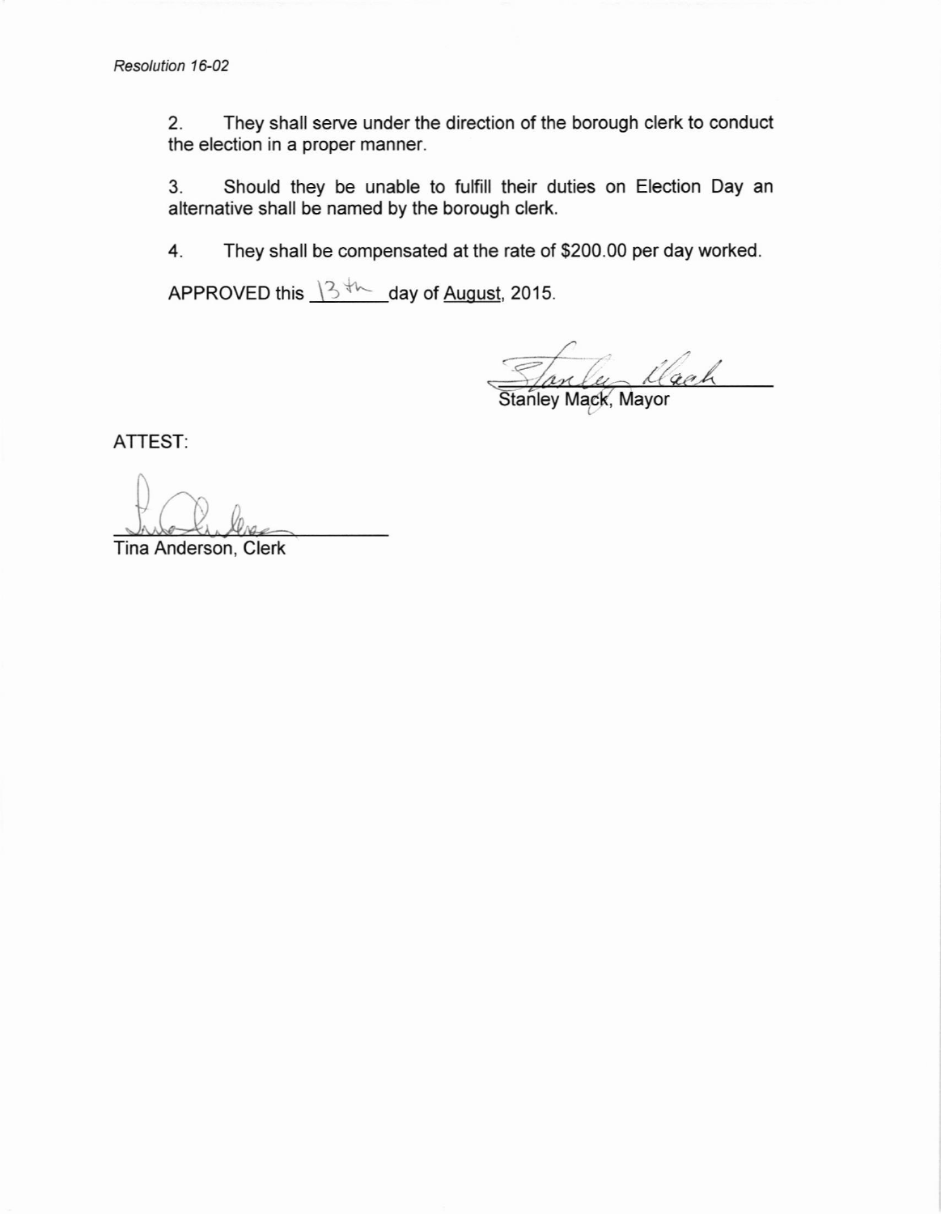2. They shall serve under the direction of the borough clerk to conduct the election in a proper manner.

3. Should they be unable to fulfill their duties on Election Day an alternative shall be named by the borough clerk.

4. They shall be compensated at the rate of $200.00 per day worked.

APPROVED this 13th day of August, 2015.

Stanley Mack, Mayor

ATTEST:

Tina Anderson, Clerk